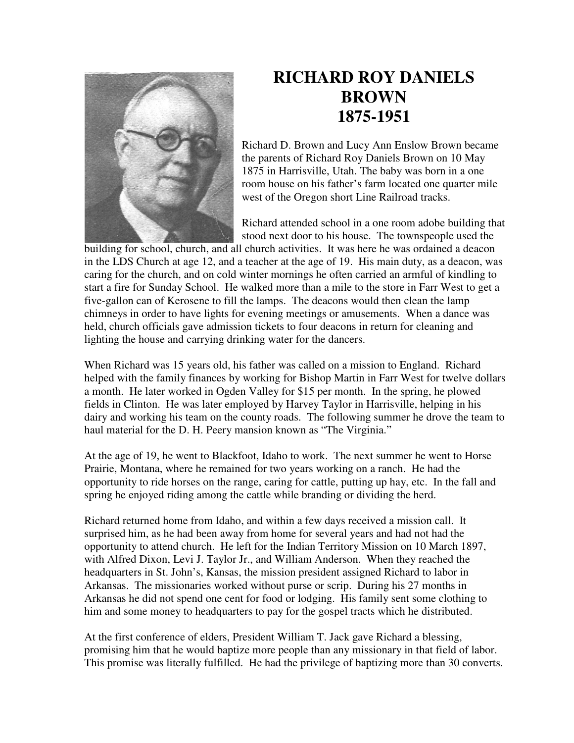# RICHARD ROY DANIELS BROWN 1875-1951

Richard D. Brown and Lucy Ann Enslow Brown became the parents of Richard Roy Daniels Brown on 10 May 1875 in Harrisville, Utah. The baby was born in a one room house on his father's farm located one quarter mile west of the Oregon short Line Railroad tracks.

Richard attended school in a one room adobe building that stood next door to his house. The townspeople used the building for school, church, and all church activities. It was here he was ordained a deacon in the LDS Church at age 12, and a teacher at the age of 19. His main duty, as a deacon, was caring for the church, and on cold winter mornings he often carried an armful of kindling to start a fire for Sunday School. He walked more than a mile to the store in Farr West to get a five-gallon can of Kerosene to fill the lamps. The deacons would then clean the lamp chimneys in order to have lights for evening meetings or amusements. When a dance was held, church officials gave admission tickets to four deacons in return for cleaning and lighting the house and carrying drinking water for the dancers.

When Richard was 15 years old, his father was called on a mission to England. Richard helped with the family finances by working for Bishop Martin in Farr West for twelve dollars a month. He later worked in Ogden Valley for $15 per month. In the spring, he plowed fields in Clinton. He was later employed by Harvey Taylor in Harrisville, helping in his dairy and working his team on the county roads. The following summer he drove the team to haul material for the D. H. Peery mansion known as "The Virginia."

At the age of 19, he went to Blackfoot, Idaho to work. The next summer he went to Horse Prairie, Montana, where he remained for two years working on a ranch. He had the opportunity to ride horses on the range, caring for cattle, putting up hay, etc. In the fall and spring he enjoyed riding among the cattle while branding or dividing the herd.

Richard returned home from Idaho, and within a few days received a mission call. It surprised him, as he had been away from home for several years and had not had the opportunity to attend church. He left for the Indian Territory Mission on 10 March 1897, with Alfred Dixon, Levi J. Taylor Jr., and William Anderson. When they reached the headquarters in St. John's, Kansas, the mission president assigned Richard to labor in Arkansas. The missionaries worked without purse or scrip. During his 27 months in Arkansas he did not spend one cent for food or lodging. His family sent some clothing to him and some money to headquarters to pay for the gospel tracts which he distributed.

At the first conference of elders, President William T. Jack gave Richard a blessing, promising him that he would baptize more people than any missionary in that field of labor. This promise was literally fulfilled. He had the privilege of baptizing more than 30 converts.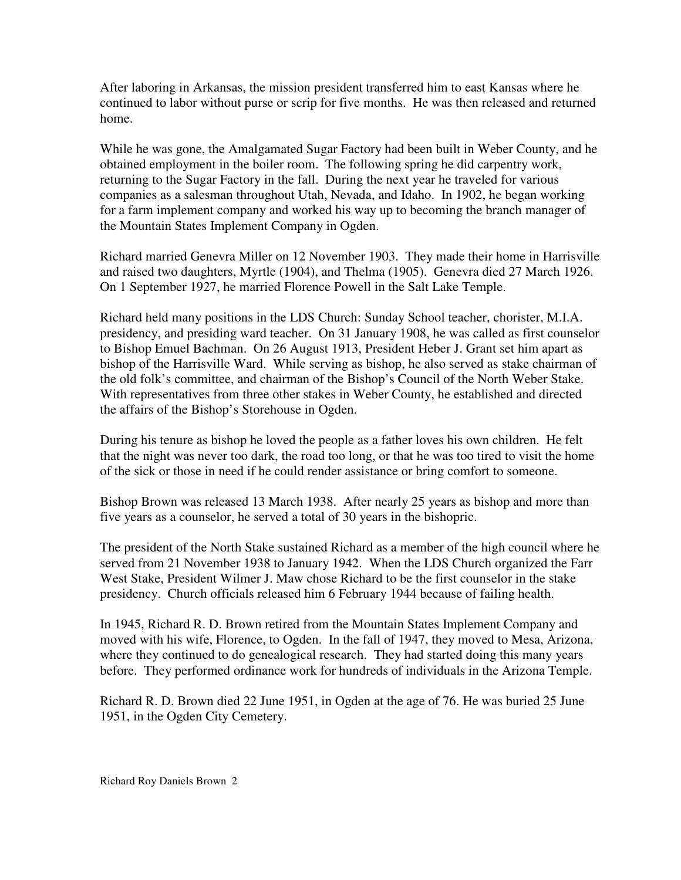After laboring in Arkansas, the mission president transferred him to east Kansas where he continued to labor without purse or scrip for five months. He was then released and returned home.

While he was gone, the Amalgamated Sugar Factory had been built in Weber County, and he obtained employment in the boiler room. The following spring he did carpentry work, returning to the Sugar Factory in the fall. During the next year he traveled for various companies as a salesman throughout Utah, Nevada, and Idaho. In 1902, he began working for a farm implement company and worked his way up to becoming the branch manager of the Mountain States Implement Company in Ogden.

Richard married Genevra Miller on 12 November 1903. They made their home in Harrisville and raised two daughters, Myrtle (1904), and Thelma (1905). Genevra died 27 March 1926. On 1 September 1927, he married Florence Powell in the Salt Lake Temple.

Richard held many positions in the LDS Church: Sunday School teacher, chorister, M.I.A. presidency, and presiding ward teacher. On 31 January 1908, he was called as first counselor to Bishop Emuel Bachman. On 26 August 1913, President Heber J. Grant set him apart as bishop of the Harrisville Ward. While serving as bishop, he also served as stake chairman of the old folk's committee, and chairman of the Bishop's Council of the North Weber Stake. With representatives from three other stakes in Weber County, he established and directed the affairs of the Bishop's Storehouse in Ogden.

During his tenure as bishop he loved the people as a father loves his own children. He felt that the night was never too dark, the road too long, or that he was too tired to visit the home of the sick or those in need if he could render assistance or bring comfort to someone.

Bishop Brown was released 13 March 1938. After nearly 25 years as bishop and more than five years as a counselor, he served a total of 30 years in the bishopric.

The president of the North Stake sustained Richard as a member of the high council where he served from 21 November 1938 to January 1942. When the LDS Church organized the Farr West Stake, President Wilmer J. Maw chose Richard to be the first counselor in the stake presidency. Church officials released him 6 February 1944 because of failing health.

In 1945, Richard R. D. Brown retired from the Mountain States Implement Company and moved with his wife, Florence, to Ogden. In the fall of 1947, they moved to Mesa, Arizona, where they continued to do genealogical research. They had started doing this many years before. They performed ordinance work for hundreds of individuals in the Arizona Temple.

Richard R. D. Brown died 22 June 1951, in Ogden at the age of 76. He was buried 25 June 1951, in the Ogden City Cemetery.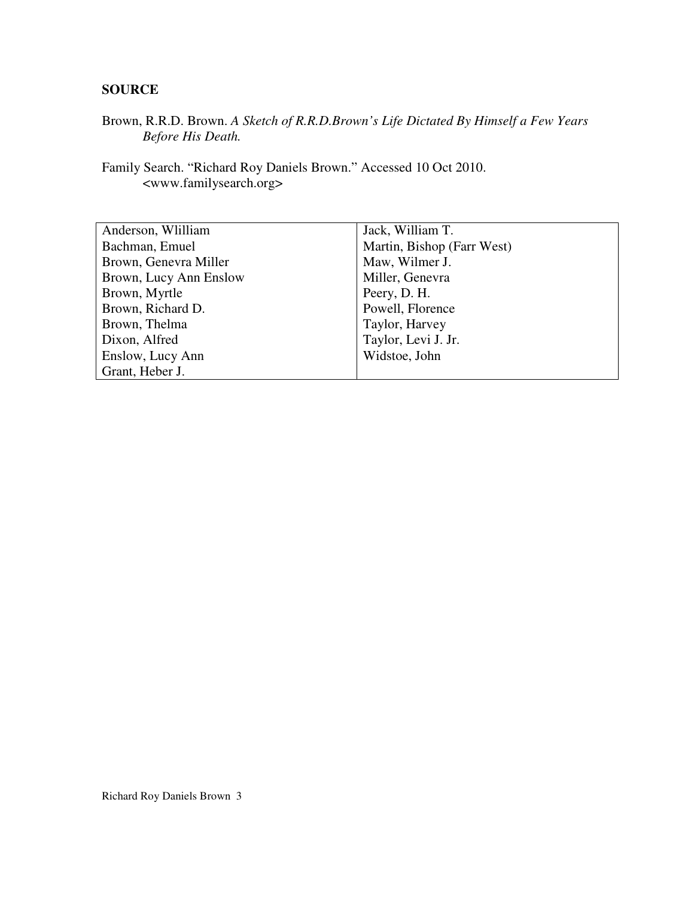**SOURCE**

Brown, R.R.D. Brown. *A Sketch of R.R.D.Brown's Life Dictated By Himself a Few Years Before His Death.*

Family Search. "Richard Roy Daniels Brown." Accessed 10 Oct 2010. <www.familysearch.org>

| | |
|---|---|
| Anderson, Wlilliam | Jack, William T. |
| Bachman, Emuel | Martin, Bishop (Farr West) |
| Brown, Genevra Miller | Maw, Wilmer J. |
| Brown, Lucy Ann Enslow | Miller, Genevra |
| Brown, Myrtle | Peery, D. H. |
| Brown, Richard D. | Powell, Florence |
| Brown, Thelma | Taylor, Harvey |
| Dixon, Alfred | Taylor, Levi J. Jr. |
| Enslow, Lucy Ann | Widstoe, John |
| Grant, Heber J. | |